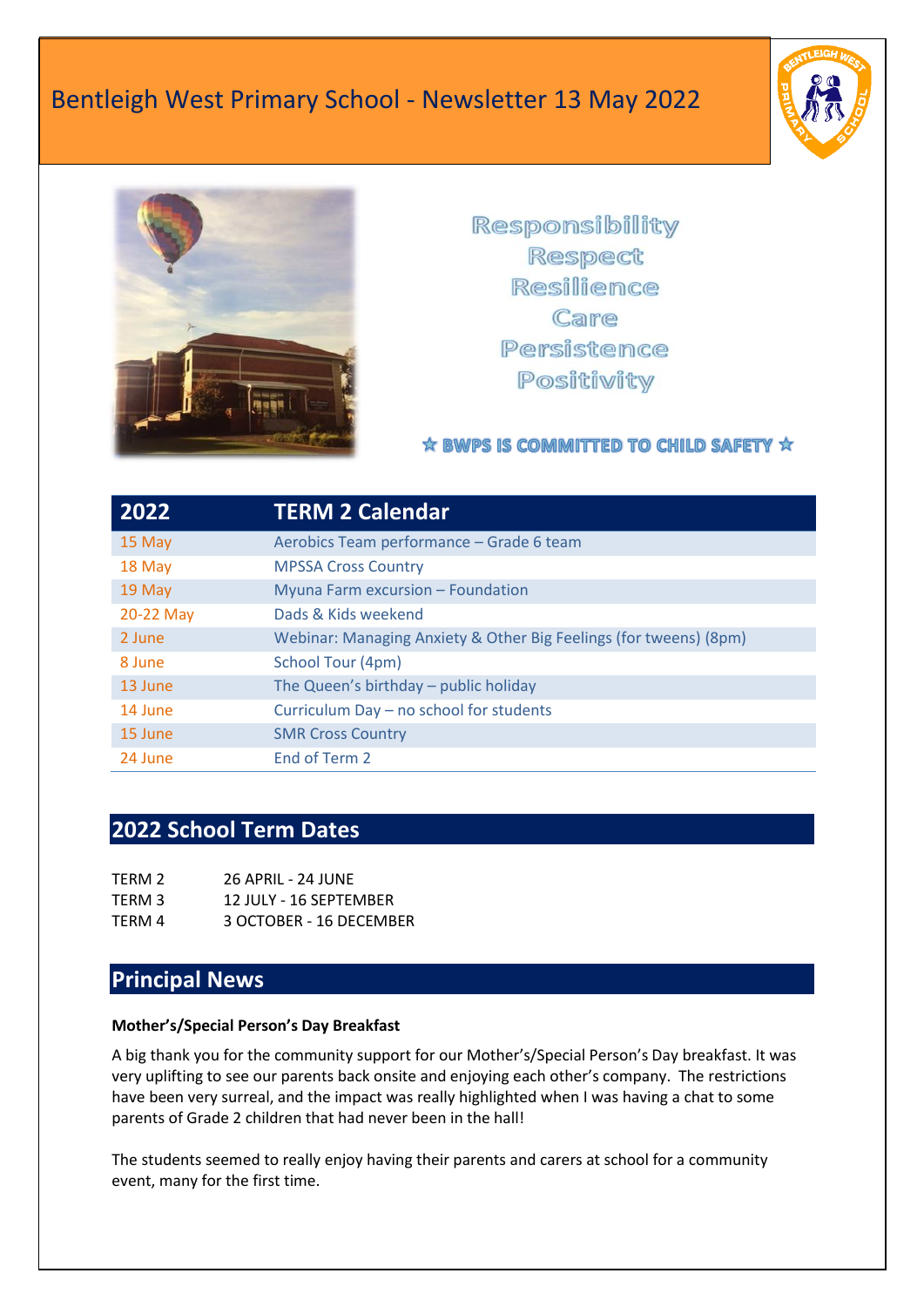# Bentleigh West Primary School - Newsletter 13 May 2022

Responsibility
Respect
Resilience
Care
Persistence
Positivity

☆ BWPS IS COMMITTED TO CHILD SAFETY ☆

| 2022 | TERM 2 Calendar |
|---|---|
| 15 May | Aerobics Team performance – Grade 6 team |
| 18 May | MPSSA Cross Country |
| 19 May | Myuna Farm excursion – Foundation |
| 20-22 May | Dads & Kids weekend |
| 2 June | Webinar: Managing Anxiety & Other Big Feelings (for tweens) (8pm) |
| 8 June | School Tour (4pm) |
| 13 June | The Queen's birthday – public holiday |
| 14 June | Curriculum Day – no school for students |
| 15 June | SMR Cross Country |
| 24 June | End of Term 2 |

## 2022 School Term Dates

| | |
|---|---|
| TERM 2 | 26 APRIL - 24 JUNE |
| TERM 3 | 12 JULY - 16 SEPTEMBER |
| TERM 4 | 3 OCTOBER - 16 DECEMBER |

## Principal News

**Mother's/Special Person's Day Breakfast**

A big thank you for the community support for our Mother's/Special Person's Day breakfast. It was very uplifting to see our parents back onsite and enjoying each other's company. The restrictions have been very surreal, and the impact was really highlighted when I was having a chat to some parents of Grade 2 children that had never been in the hall!

The students seemed to really enjoy having their parents and carers at school for a community event, many for the first time.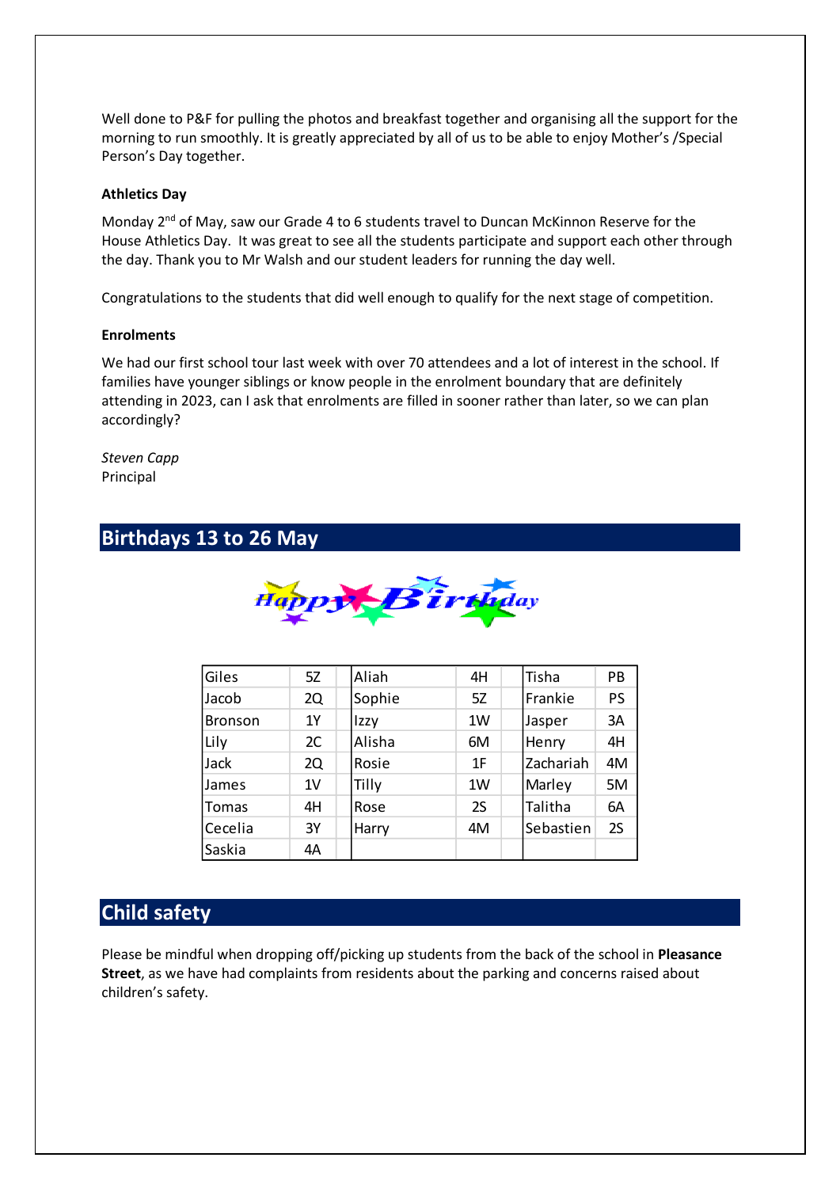Well done to P&F for pulling the photos and breakfast together and organising all the support for the morning to run smoothly. It is greatly appreciated by all of us to be able to enjoy Mother's /Special Person's Day together.

**Athletics Day**

Monday 2nd of May, saw our Grade 4 to 6 students travel to Duncan McKinnon Reserve for the House Athletics Day. It was great to see all the students participate and support each other through the day. Thank you to Mr Walsh and our student leaders for running the day well.

Congratulations to the students that did well enough to qualify for the next stage of competition.

**Enrolments**

We had our first school tour last week with over 70 attendees and a lot of interest in the school. If families have younger siblings or know people in the enrolment boundary that are definitely attending in 2023, can I ask that enrolments are filled in sooner rather than later, so we can plan accordingly?

*Steven Capp*
Principal

## Birthdays 13 to 26 May

Happy Birthday

| Giles | 5Z | Aliah | 4H | Tisha | PB |
|---|---|---|---|---|---|
| Jacob | 2Q | Sophie | 5Z | Frankie | PS |
| Bronson | 1Y | Izzy | 1W | Jasper | 3A |
| Lily | 2C | Alisha | 6M | Henry | 4H |
| Jack | 2Q | Rosie | 1F | Zachariah | 4M |
| James | 1V | Tilly | 1W | Marley | 5M |
| Tomas | 4H | Rose | 2S | Talitha | 6A |
| Cecelia | 3Y | Harry | 4M | Sebastien | 2S |
| Saskia | 4A | | | | |

## Child safety

Please be mindful when dropping off/picking up students from the back of the school in **Pleasance Street**, as we have had complaints from residents about the parking and concerns raised about children's safety.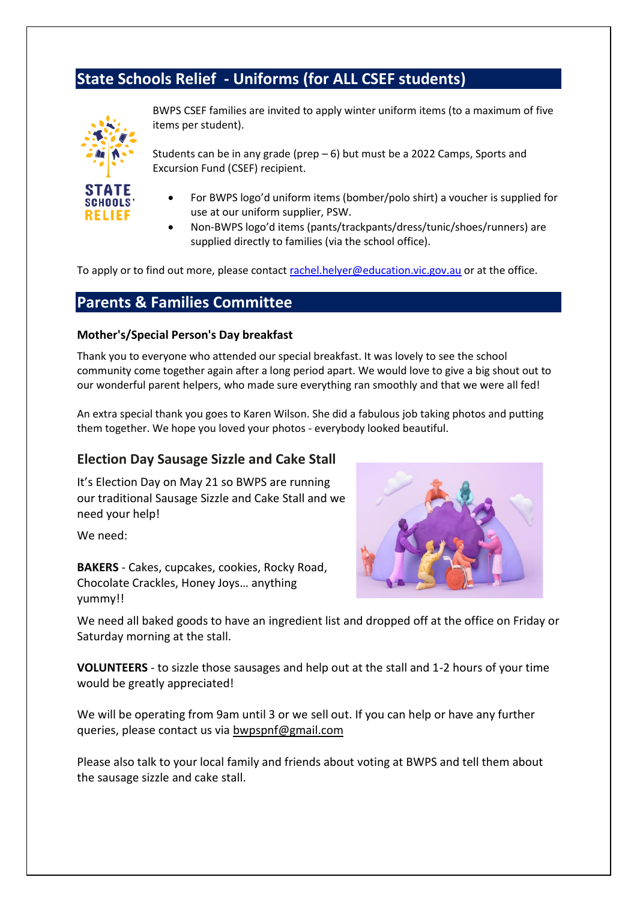## State Schools Relief - Uniforms (for ALL CSEF students)

BWPS CSEF families are invited to apply winter uniform items (to a maximum of five items per student).

Students can be in any grade (prep – 6) but must be a 2022 Camps, Sports and Excursion Fund (CSEF) recipient.

- For BWPS logo'd uniform items (bomber/polo shirt) a voucher is supplied for use at our uniform supplier, PSW.
- Non-BWPS logo'd items (pants/trackpants/dress/tunic/shoes/runners) are supplied directly to families (via the school office).

To apply or to find out more, please contact rachel.helyer@education.vic.gov.au or at the office.

## Parents & Families Committee

**Mother's/Special Person's Day breakfast**

Thank you to everyone who attended our special breakfast. It was lovely to see the school community come together again after a long period apart. We would love to give a big shout out to our wonderful parent helpers, who made sure everything ran smoothly and that we were all fed!

An extra special thank you goes to Karen Wilson. She did a fabulous job taking photos and putting them together. We hope you loved your photos - everybody looked beautiful.

### Election Day Sausage Sizzle and Cake Stall

It's Election Day on May 21 so BWPS are running our traditional Sausage Sizzle and Cake Stall and we need your help!

We need:

**BAKERS** - Cakes, cupcakes, cookies, Rocky Road, Chocolate Crackles, Honey Joys… anything yummy!!

We need all baked goods to have an ingredient list and dropped off at the office on Friday or Saturday morning at the stall.

**VOLUNTEERS** - to sizzle those sausages and help out at the stall and 1-2 hours of your time would be greatly appreciated!

We will be operating from 9am until 3 or we sell out. If you can help or have any further queries, please contact us via bwpspnf@gmail.com

Please also talk to your local family and friends about voting at BWPS and tell them about the sausage sizzle and cake stall.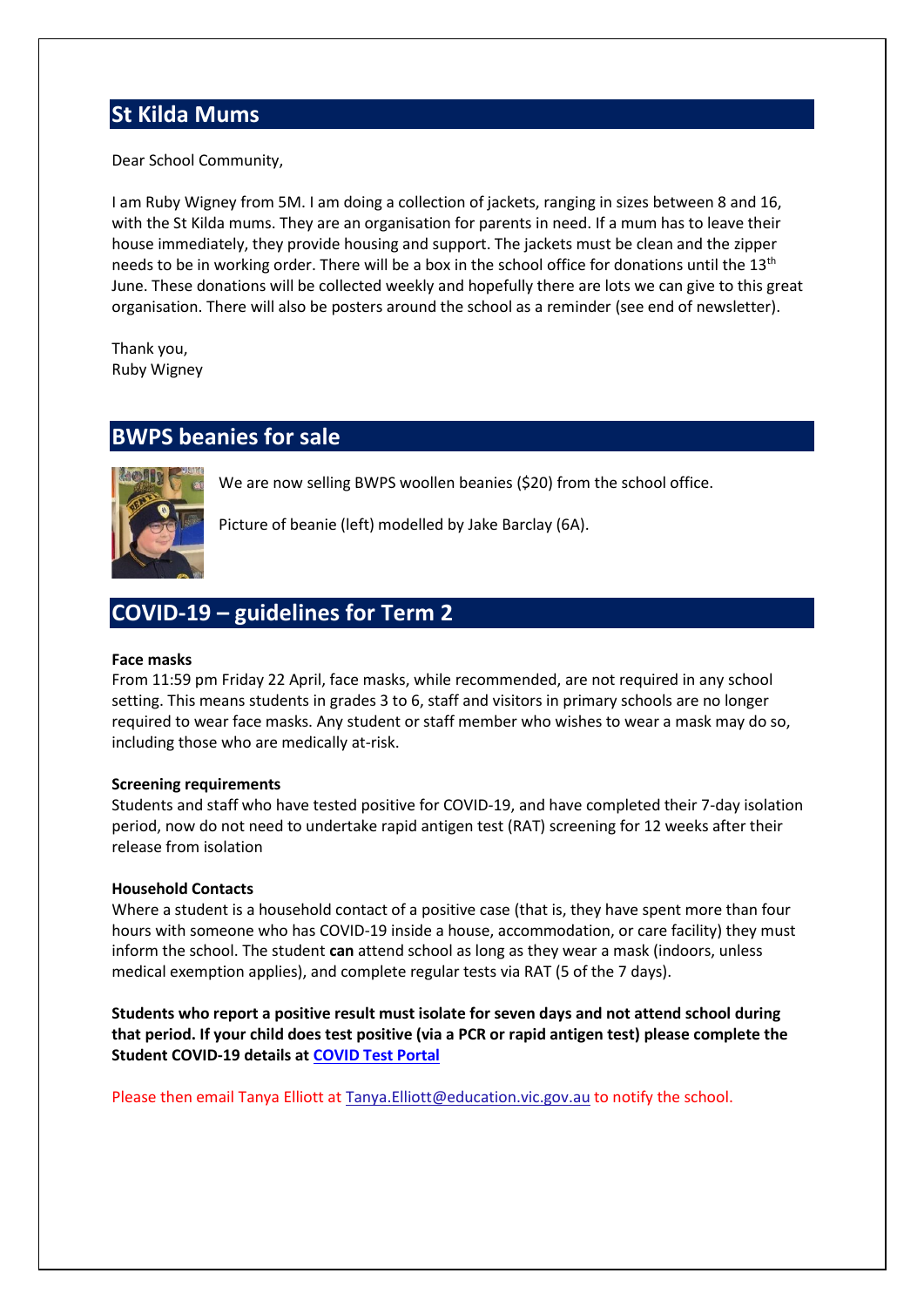## St Kilda Mums

Dear School Community,

I am Ruby Wigney from 5M. I am doing a collection of jackets, ranging in sizes between 8 and 16, with the St Kilda mums. They are an organisation for parents in need. If a mum has to leave their house immediately, they provide housing and support. The jackets must be clean and the zipper needs to be in working order. There will be a box in the school office for donations until the 13th June. These donations will be collected weekly and hopefully there are lots we can give to this great organisation. There will also be posters around the school as a reminder (see end of newsletter).

Thank you,
Ruby Wigney

## BWPS beanies for sale

We are now selling BWPS woollen beanies ($20) from the school office.

Picture of beanie (left) modelled by Jake Barclay (6A).

## COVID-19 – guidelines for Term 2

**Face masks**
From 11:59 pm Friday 22 April, face masks, while recommended, are not required in any school setting. This means students in grades 3 to 6, staff and visitors in primary schools are no longer required to wear face masks. Any student or staff member who wishes to wear a mask may do so, including those who are medically at-risk.

**Screening requirements**
Students and staff who have tested positive for COVID-19, and have completed their 7-day isolation period, now do not need to undertake rapid antigen test (RAT) screening for 12 weeks after their release from isolation

**Household Contacts**
Where a student is a household contact of a positive case (that is, they have spent more than four hours with someone who has COVID-19 inside a house, accommodation, or care facility) they must inform the school. The student **can** attend school as long as they wear a mask (indoors, unless medical exemption applies), and complete regular tests via RAT (5 of the 7 days).

**Students who report a positive result must isolate for seven days and not attend school during that period. If your child does test positive (via a PCR or rapid antigen test) please complete the Student COVID-19 details at COVID Test Portal**

Please then email Tanya Elliott at Tanya.Elliott@education.vic.gov.au to notify the school.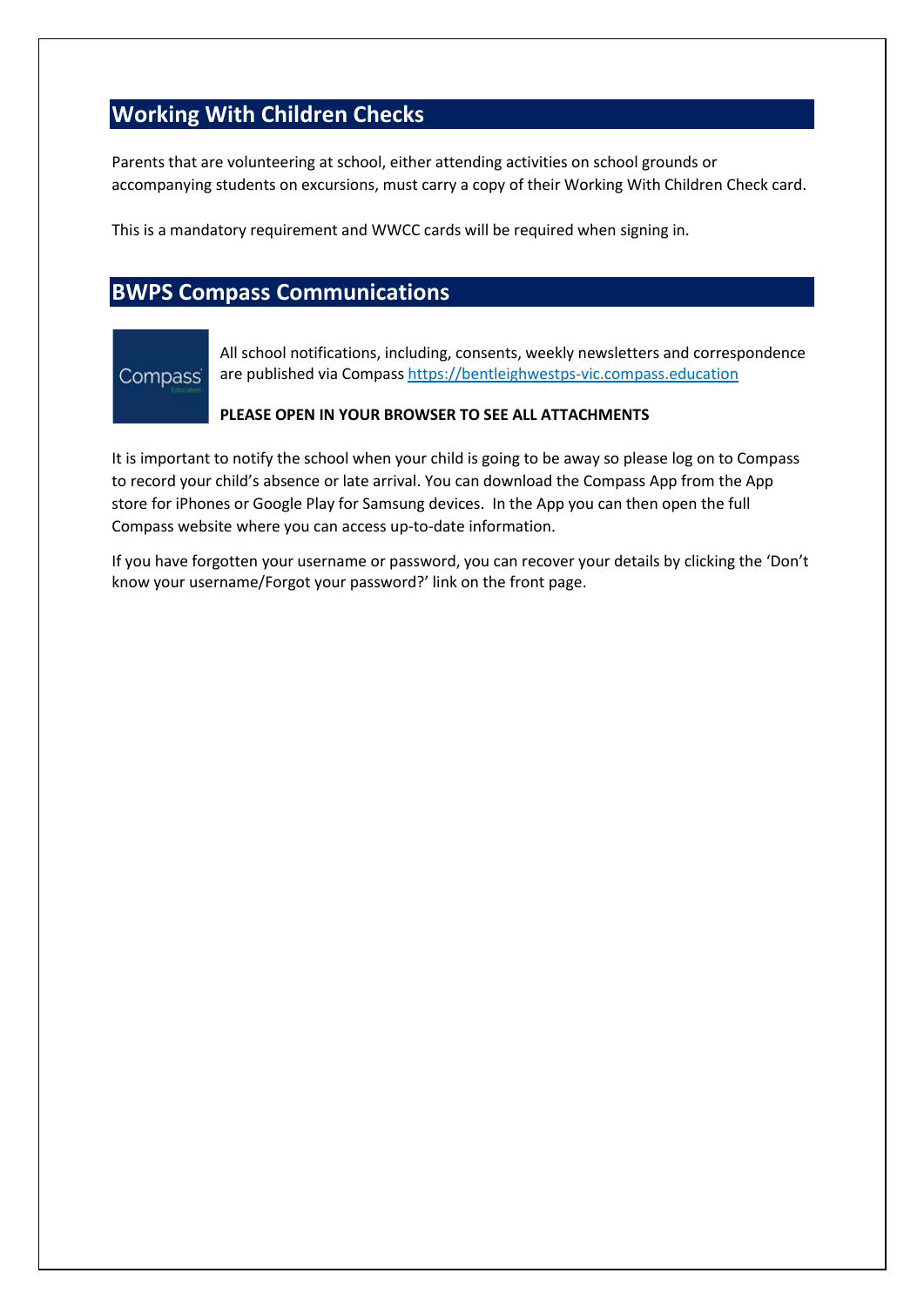## Working With Children Checks

Parents that are volunteering at school, either attending activities on school grounds or accompanying students on excursions, must carry a copy of their Working With Children Check card.

This is a mandatory requirement and WWCC cards will be required when signing in.

## BWPS Compass Communications

All school notifications, including, consents, weekly newsletters and correspondence are published via Compass https://bentleighwestps-vic.compass.education

**PLEASE OPEN IN YOUR BROWSER TO SEE ALL ATTACHMENTS**

It is important to notify the school when your child is going to be away so please log on to Compass to record your child's absence or late arrival. You can download the Compass App from the App store for iPhones or Google Play for Samsung devices. In the App you can then open the full Compass website where you can access up-to-date information.

If you have forgotten your username or password, you can recover your details by clicking the 'Don't know your username/Forgot your password?' link on the front page.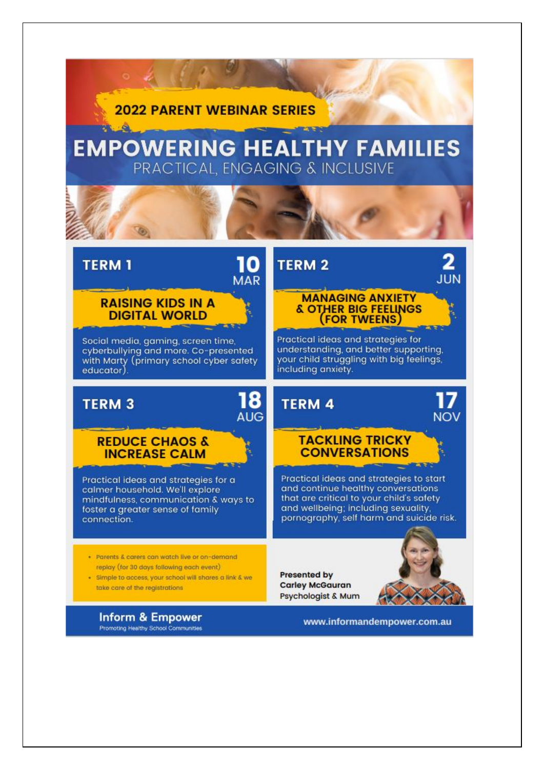## 2022 PARENT WEBINAR SERIES

# EMPOWERING HEALTHY FAMILIES

PRACTICAL, ENGAGING & INCLUSIVE

### TERM 1 — 10 MAR

**RAISING KIDS IN A DIGITAL WORLD**

Social media, gaming, screen time, cyberbullying and more. Co-presented with Marty (primary school cyber safety educator).

### TERM 2 — 2 JUN

**MANAGING ANXIETY & OTHER BIG FEELINGS (FOR TWEENS)**

Practical ideas and strategies for understanding, and better supporting, your child struggling with big feelings, including anxiety.

### TERM 3 — 18 AUG

**REDUCE CHAOS & INCREASE CALM**

Practical ideas and strategies for a calmer household. We'll explore mindfulness, communication & ways to foster a greater sense of family connection.

### TERM 4 — 17 NOV

**TACKLING TRICKY CONVERSATIONS**

Practical ideas and strategies to start and continue healthy conversations that are critical to your child's safety and wellbeing; including sexuality, pornography, self harm and suicide risk.

- Parents & carers can watch live or on-demand replay (for 30 days following each event)
- Simple to access, your school will shares a link & we take care of the registrations

**Presented by**
**Carley McGauran**
Psychologist & Mum

**Inform & Empower**
Promoting Healthy School Communities

www.informandempower.com.au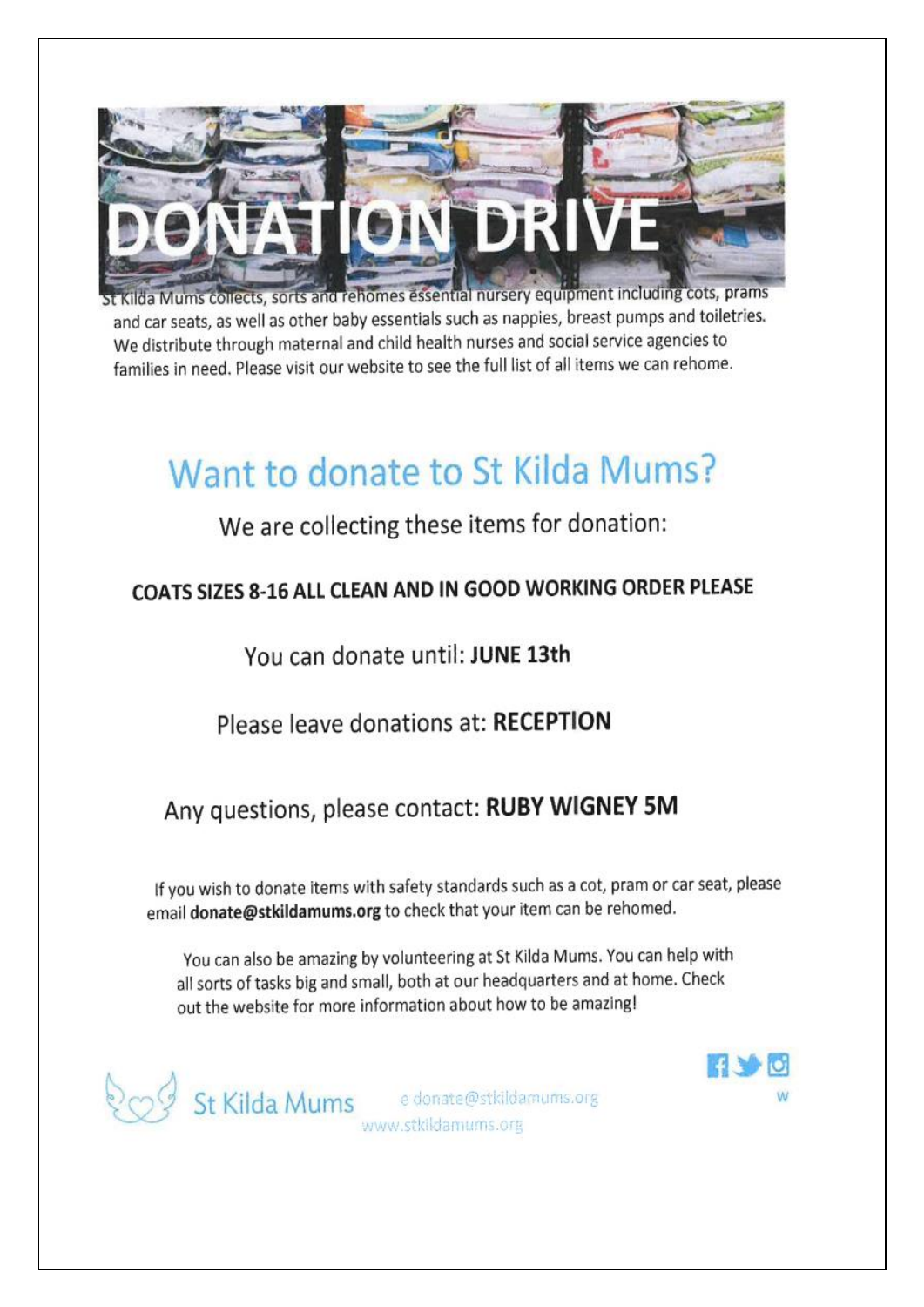# DONATION DRIVE

St Kilda Mums collects, sorts and rehomes essential nursery equipment including cots, prams and car seats, as well as other baby essentials such as nappies, breast pumps and toiletries. We distribute through maternal and child health nurses and social service agencies to families in need. Please visit our website to see the full list of all items we can rehome.

## Want to donate to St Kilda Mums?

We are collecting these items for donation:

**COATS SIZES 8-16 ALL CLEAN AND IN GOOD WORKING ORDER PLEASE**

You can donate until: **JUNE 13th**

Please leave donations at: **RECEPTION**

Any questions, please contact: **RUBY WIGNEY 5M**

If you wish to donate items with safety standards such as a cot, pram or car seat, please email **donate@stkildamums.org** to check that your item can be rehomed.

You can also be amazing by volunteering at St Kilda Mums. You can help with all sorts of tasks big and small, both at our headquarters and at home. Check out the website for more information about how to be amazing!

St Kilda Mums

e donate@stkildamums.org

www.stkildamums.org

w